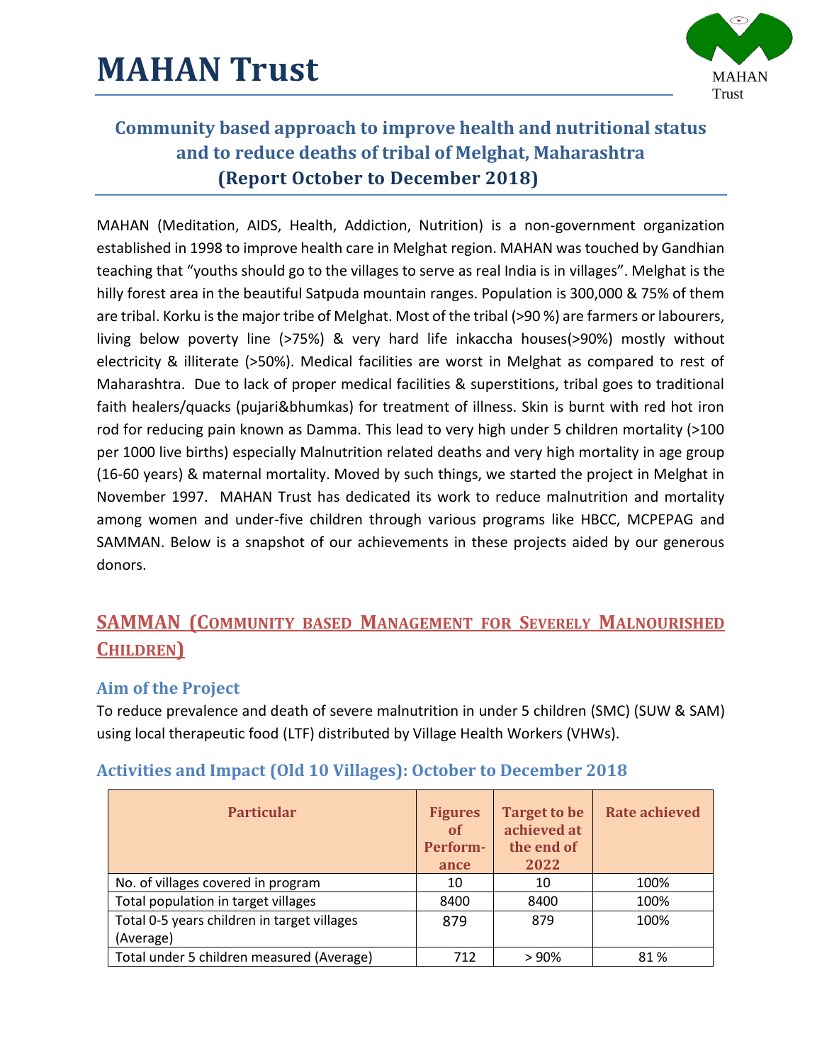# MAHAN Trust

MAHAN Trust

## Community based approach to improve health and nutritional status and to reduce deaths of tribal of Melghat, Maharashtra (Report October to December 2018)

MAHAN (Meditation, AIDS, Health, Addiction, Nutrition) is a non-government organization established in 1998 to improve health care in Melghat region. MAHAN was touched by Gandhian teaching that "youths should go to the villages to serve as real India is in villages". Melghat is the hilly forest area in the beautiful Satpuda mountain ranges. Population is 300,000 & 75% of them are tribal. Korku is the major tribe of Melghat. Most of the tribal (>90 %) are farmers or labourers, living below poverty line (>75%) & very hard life inkaccha houses(>90%) mostly without electricity & illiterate (>50%). Medical facilities are worst in Melghat as compared to rest of Maharashtra. Due to lack of proper medical facilities & superstitions, tribal goes to traditional faith healers/quacks (pujari&bhumkas) for treatment of illness. Skin is burnt with red hot iron rod for reducing pain known as Damma. This lead to very high under 5 children mortality (>100 per 1000 live births) especially Malnutrition related deaths and very high mortality in age group (16-60 years) & maternal mortality. Moved by such things, we started the project in Melghat in November 1997. MAHAN Trust has dedicated its work to reduce malnutrition and mortality among women and under-five children through various programs like HBCC, MCPEPAG and SAMMAN. Below is a snapshot of our achievements in these projects aided by our generous donors.

## SAMMAN (Community based Management for Severely Malnourished Children)

### Aim of the Project

To reduce prevalence and death of severe malnutrition in under 5 children (SMC) (SUW & SAM) using local therapeutic food (LTF) distributed by Village Health Workers (VHWs).

### Activities and Impact (Old 10 Villages): October to December 2018

| Particular | Figures of Perform-ance | Target to be achieved at the end of 2022 | Rate achieved |
|---|---|---|---|
| No. of villages covered in program | 10 | 10 | 100% |
| Total population in target villages | 8400 | 8400 | 100% |
| Total 0-5 years children in target villages (Average) | 879 | 879 | 100% |
| Total under 5 children measured (Average) | 712 | > 90% | 81 % |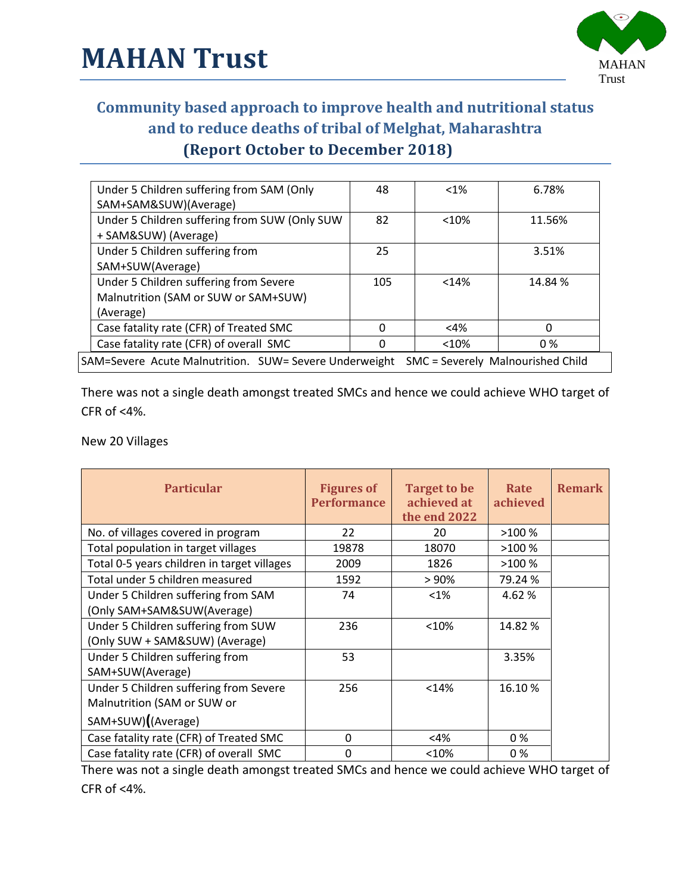# MAHAN Trust

## Community based approach to improve health and nutritional status and to reduce deaths of tribal of Melghat, Maharashtra
### (Report October to December 2018)

| | | | |
|---|---|---|---|
| Under 5 Children suffering from SAM (Only SAM+SAM&SUW)(Average) | 48 | <1% | 6.78% |
| Under 5 Children suffering from SUW (Only SUW + SAM&SUW) (Average) | 82 | <10% | 11.56% |
| Under 5 Children suffering from SAM+SUW(Average) | 25 | | 3.51% |
| Under 5 Children suffering from Severe Malnutrition (SAM or SUW or SAM+SUW) (Average) | 105 | <14% | 14.84 % |
| Case fatality rate (CFR) of Treated SMC | 0 | <4% | 0 |
| Case fatality rate (CFR) of overall SMC | 0 | <10% | 0 % |

SAM=Severe Acute Malnutrition. SUW= Severe Underweight SMC = Severely Malnourished Child

There was not a single death amongst treated SMCs and hence we could achieve WHO target of CFR of <4%.

New 20 Villages

| Particular | Figures of Performance | Target to be achieved at the end 2022 | Rate achieved | Remark |
|---|---|---|---|---|
| No. of villages covered in program | 22 | 20 | >100 % | |
| Total population in target villages | 19878 | 18070 | >100 % | |
| Total 0-5 years children in target villages | 2009 | 1826 | >100 % | |
| Total under 5 children measured | 1592 | > 90% | 79.24 % | |
| Under 5 Children suffering from SAM (Only SAM+SAM&SUW(Average) | 74 | <1% | 4.62 % | |
| Under 5 Children suffering from SUW (Only SUW + SAM&SUW) (Average) | 236 | <10% | 14.82 % | |
| Under 5 Children suffering from SAM+SUW(Average) | 53 | | 3.35% | |
| Under 5 Children suffering from Severe Malnutrition (SAM or SUW or SAM+SUW)((Average) | 256 | <14% | 16.10 % | |
| Case fatality rate (CFR) of Treated SMC | 0 | <4% | 0 % | |
| Case fatality rate (CFR) of overall SMC | 0 | <10% | 0 % | |

There was not a single death amongst treated SMCs and hence we could achieve WHO target of CFR of <4%.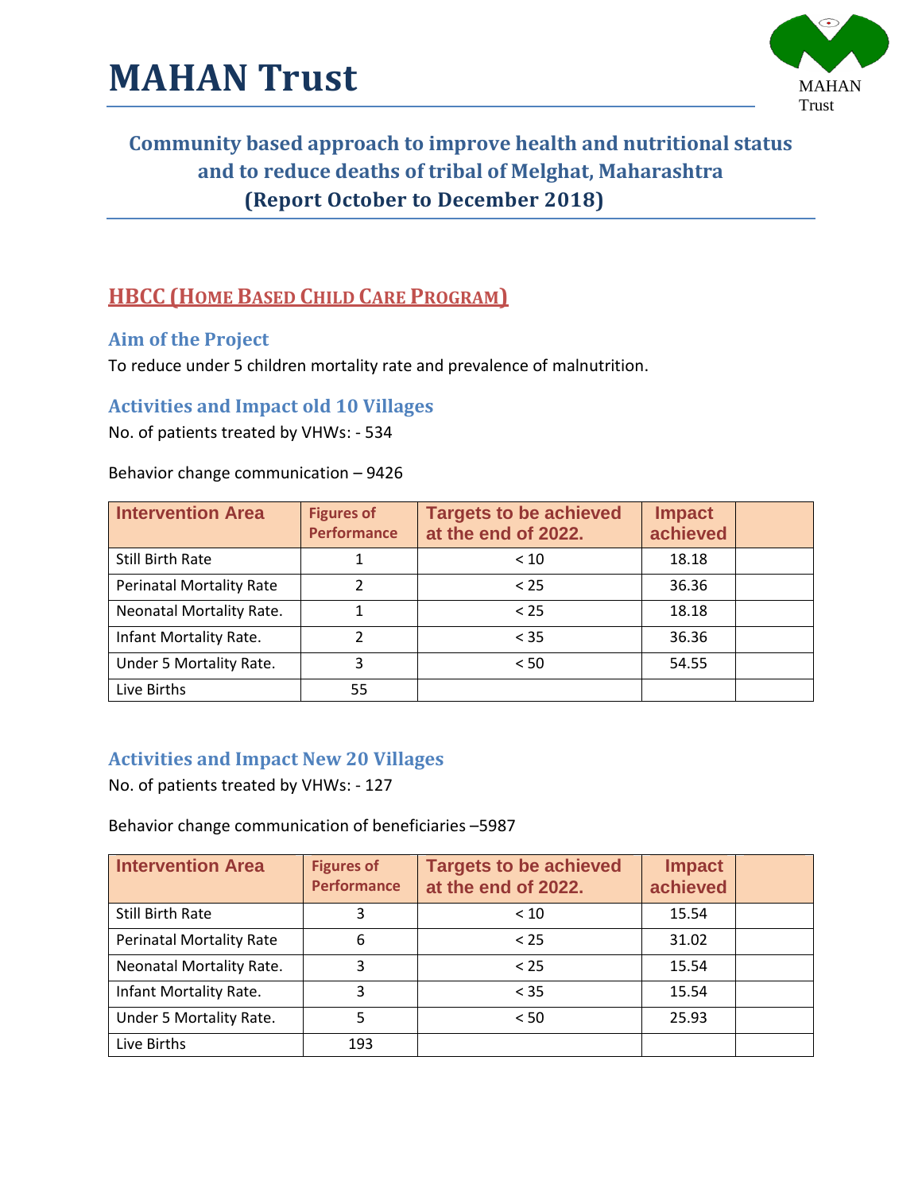# MAHAN Trust

MAHAN Trust

## Community based approach to improve health and nutritional status and to reduce deaths of tribal of Melghat, Maharashtra (Report October to December 2018)

## HBCC (HOME BASED CHILD CARE PROGRAM)

### Aim of the Project

To reduce under 5 children mortality rate and prevalence of malnutrition.

### Activities and Impact old 10 Villages

No. of patients treated by VHWs: - 534

Behavior change communication – 9426

| Intervention Area | Figures of Performance | Targets to be achieved at the end of 2022. | Impact achieved | |
|---|---|---|---|---|
| Still Birth Rate | 1 | < 10 | 18.18 | |
| Perinatal Mortality Rate | 2 | < 25 | 36.36 | |
| Neonatal Mortality Rate. | 1 | < 25 | 18.18 | |
| Infant Mortality Rate. | 2 | < 35 | 36.36 | |
| Under 5 Mortality Rate. | 3 | < 50 | 54.55 | |
| Live Births | 55 | | | |

### Activities and Impact New 20 Villages

No. of patients treated by VHWs: - 127

Behavior change communication of beneficiaries –5987

| Intervention Area | Figures of Performance | Targets to be achieved at the end of 2022. | Impact achieved | |
|---|---|---|---|---|
| Still Birth Rate | 3 | < 10 | 15.54 | |
| Perinatal Mortality Rate | 6 | < 25 | 31.02 | |
| Neonatal Mortality Rate. | 3 | < 25 | 15.54 | |
| Infant Mortality Rate. | 3 | < 35 | 15.54 | |
| Under 5 Mortality Rate. | 5 | < 50 | 25.93 | |
| Live Births | 193 | | | |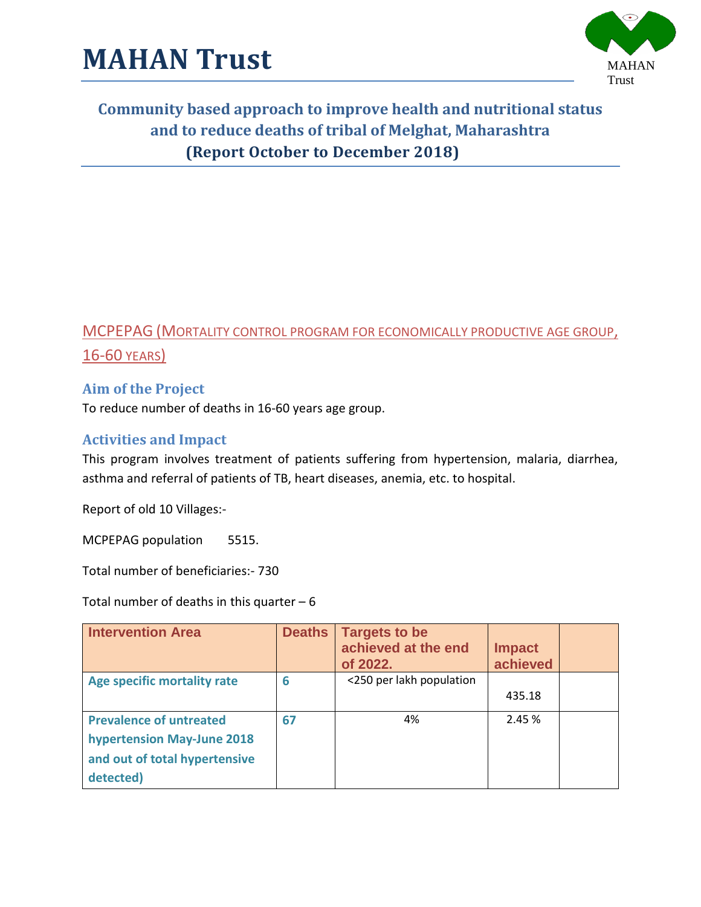# MAHAN Trust

MAHAN Trust

## Community based approach to improve health and nutritional status and to reduce deaths of tribal of Melghat, Maharashtra (Report October to December 2018)

## MCPEPAG (Mortality control program for economically productive age group, 16-60 years)

### Aim of the Project

To reduce number of deaths in 16-60 years age group.

### Activities and Impact

This program involves treatment of patients suffering from hypertension, malaria, diarrhea, asthma and referral of patients of TB, heart diseases, anemia, etc. to hospital.

Report of old 10 Villages:-

MCPEPAG population 5515.

Total number of beneficiaries:- 730

Total number of deaths in this quarter – 6

| Intervention Area | Deaths | Targets to be achieved at the end of 2022. | Impact achieved | |
|---|---|---|---|---|
| **Age specific mortality rate** | **6** | <250 per lakh population | 435.18 | |
| **Prevalence of untreated hypertension May-June 2018 and out of total hypertensive detected)** | **67** | 4% | 2.45 % | |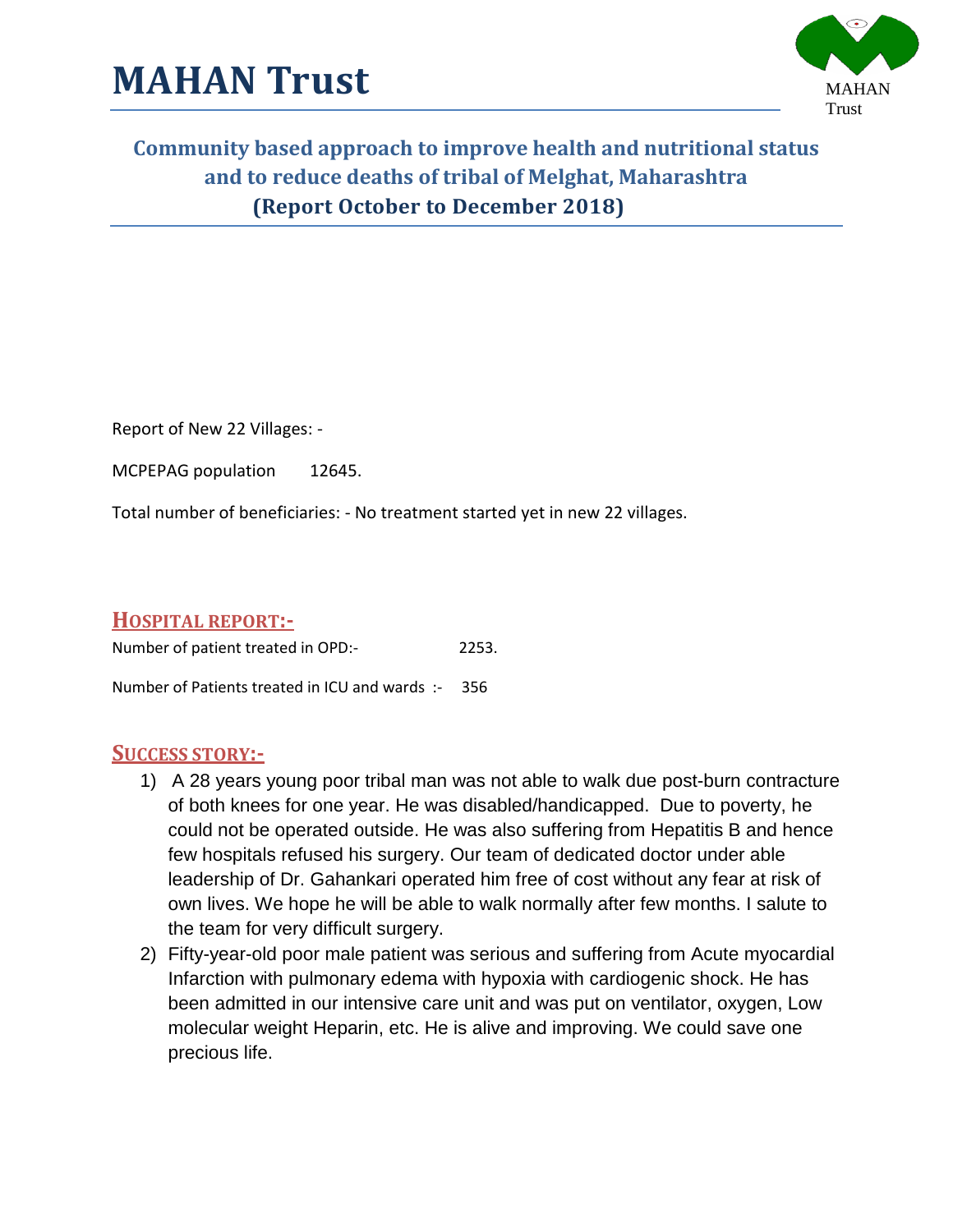# MAHAN Trust

MAHAN Trust

## Community based approach to improve health and nutritional status and to reduce deaths of tribal of Melghat, Maharashtra
## (Report October to December 2018)

Report of New 22 Villages: -

MCPEPAG population 12645.

Total number of beneficiaries: - No treatment started yet in new 22 villages.

### HOSPITAL REPORT:-

Number of patient treated in OPD:- 2253.

Number of Patients treated in ICU and wards :- 356

### SUCCESS STORY:-

1) A 28 years young poor tribal man was not able to walk due post-burn contracture of both knees for one year. He was disabled/handicapped. Due to poverty, he could not be operated outside. He was also suffering from Hepatitis B and hence few hospitals refused his surgery. Our team of dedicated doctor under able leadership of Dr. Gahankari operated him free of cost without any fear at risk of own lives. We hope he will be able to walk normally after few months. I salute to the team for very difficult surgery.
2) Fifty-year-old poor male patient was serious and suffering from Acute myocardial Infarction with pulmonary edema with hypoxia with cardiogenic shock. He has been admitted in our intensive care unit and was put on ventilator, oxygen, Low molecular weight Heparin, etc. He is alive and improving. We could save one precious life.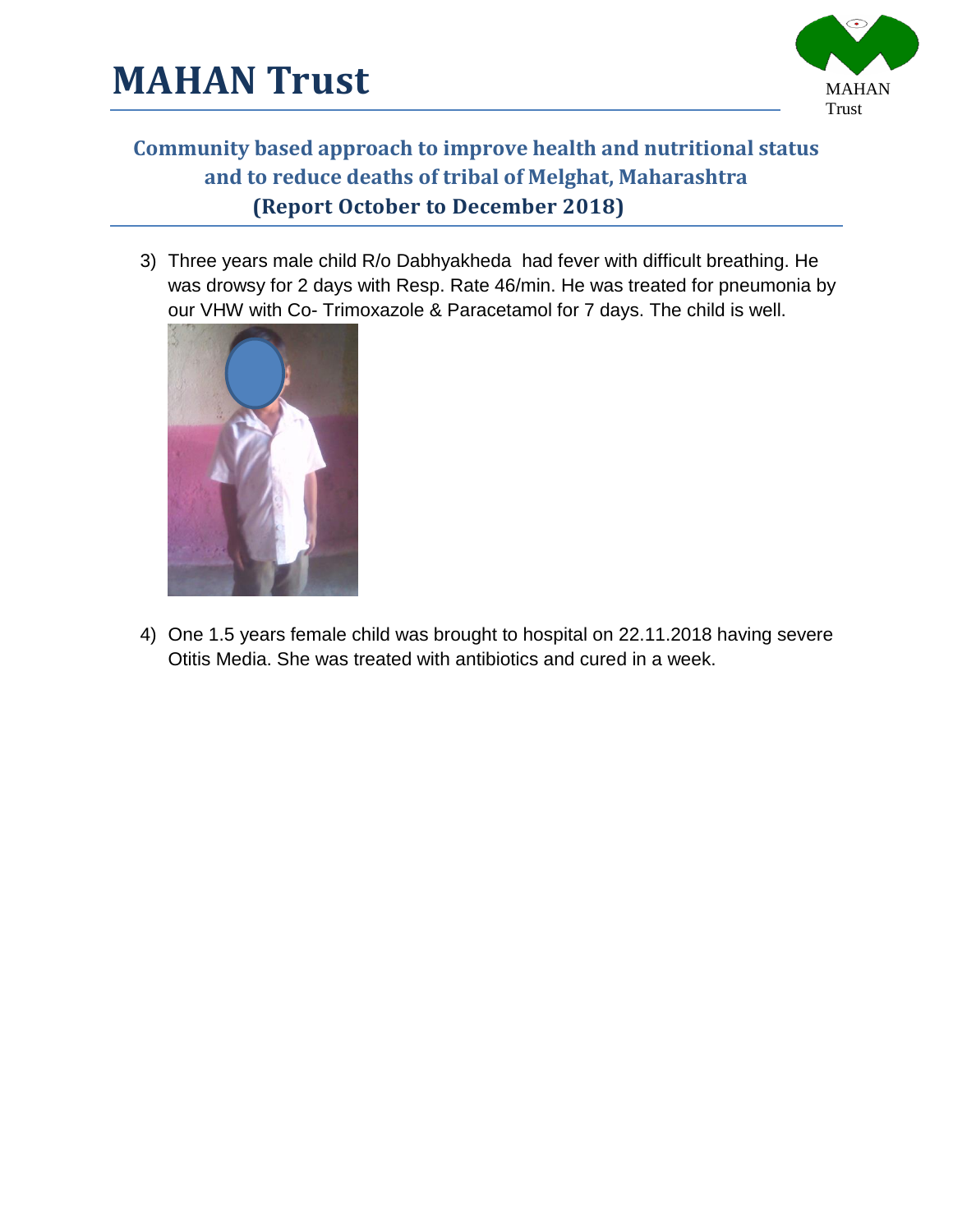3) Three years male child R/o Dabhyakheda had fever with difficult breathing. He was drowsy for 2 days with Resp. Rate 46/min. He was treated for pneumonia by our VHW with Co- Trimoxazole & Paracetamol for 7 days. The child is well.

4) One 1.5 years female child was brought to hospital on 22.11.2018 having severe Otitis Media. She was treated with antibiotics and cured in a week.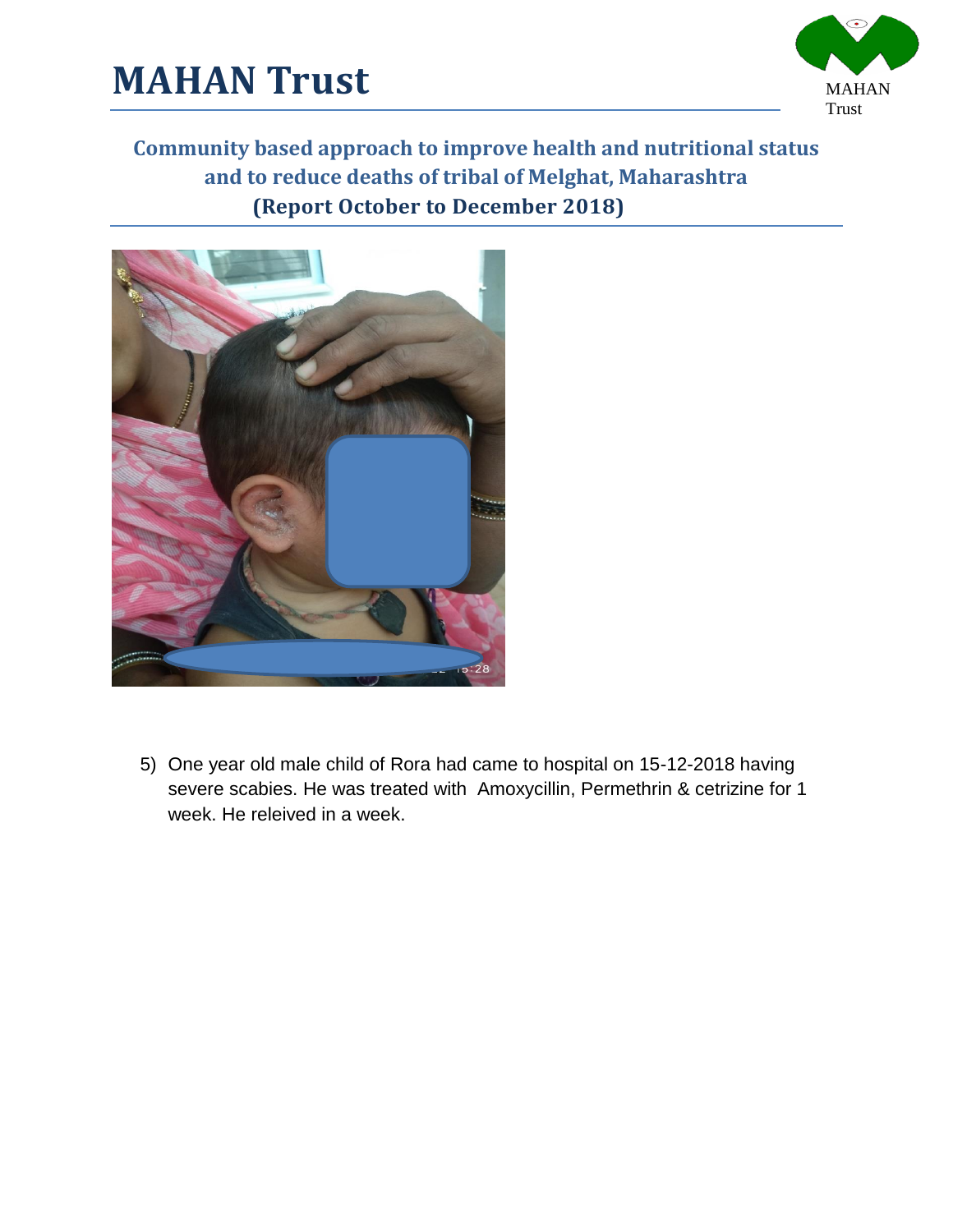# MAHAN Trust

## Community based approach to improve health and nutritional status and to reduce deaths of tribal of Melghat, Maharashtra (Report October to December 2018)

5) One year old male child of Rora had came to hospital on 15-12-2018 having severe scabies. He was treated with Amoxycillin, Permethrin & cetrizine for 1 week. He releived in a week.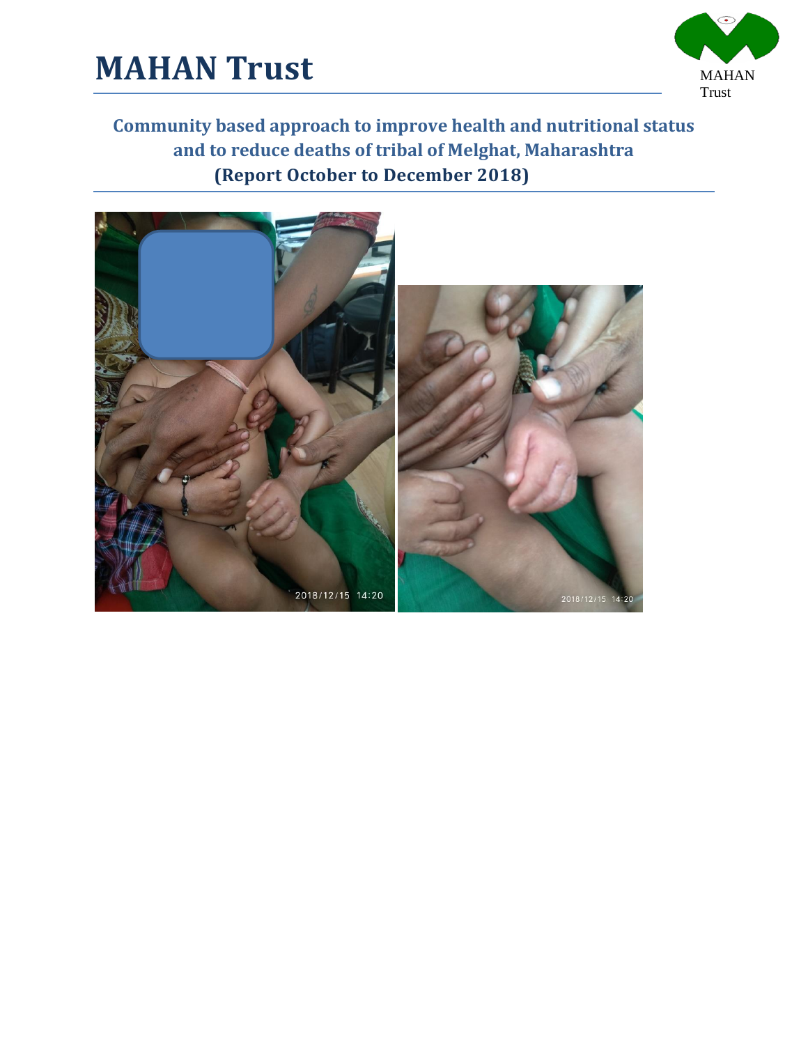# MAHAN Trust

MAHAN Trust

**Community based approach to improve health and nutritional status and to reduce deaths of tribal of Melghat, Maharashtra**

**(Report October to December 2018)**